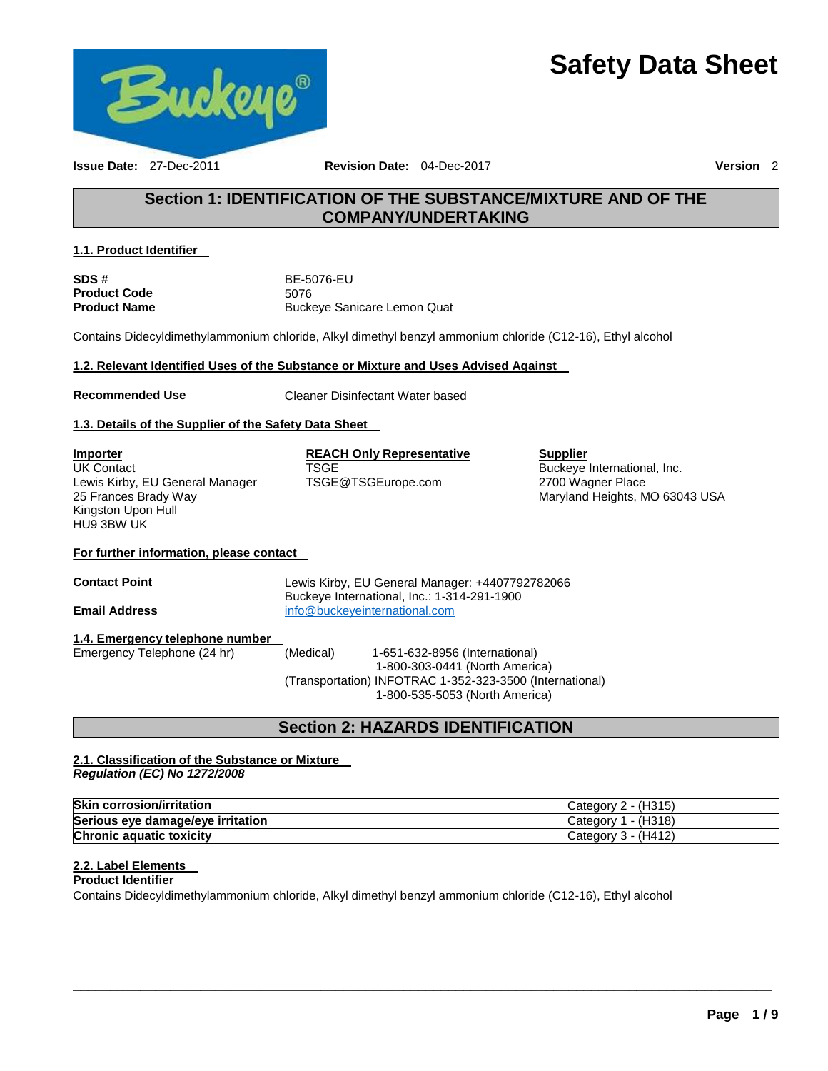# Safety Data Sheet

**Issue Date:** 27-Dec-2011 **Revision Date:** 04-Dec-2017 **Version** 2

## Section 1: IDENTIFICATION OF THE SUBSTANCE/MIXTURE AND OF THE COMPANY/UNDERTAKING

### 1.1. Product Identifier

| | |
|---|---|
| **SDS #** | BE-5076-EU |
| **Product Code** | 5076 |
| **Product Name** | Buckeye Sanicare Lemon Quat |

Contains Didecyldimethylammonium chloride, Alkyl dimethyl benzyl ammonium chloride (C12-16), Ethyl alcohol

### 1.2. Relevant Identified Uses of the Substance or Mixture and Uses Advised Against

**Recommended Use** Cleaner Disinfectant Water based

### 1.3. Details of the Supplier of the Safety Data Sheet

**Importer**
UK Contact
Lewis Kirby, EU General Manager
25 Frances Brady Way
Kingston Upon Hull
HU9 3BW UK

**REACH Only Representative**
TSGE
TSGE@TSGEurope.com

**Supplier**
Buckeye International, Inc.
2700 Wagner Place
Maryland Heights, MO 63043 USA

**For further information, please contact**

**Contact Point** Lewis Kirby, EU General Manager: +4407792782066
Buckeye International, Inc.: 1-314-291-1900

**Email Address** info@buckeyeinternational.com

### 1.4. Emergency telephone number

Emergency Telephone (24 hr) (Medical) 1-651-632-8956 (International)
1-800-303-0441 (North America)
(Transportation) INFOTRAC 1-352-323-3500 (International)
1-800-535-5053 (North America)

## Section 2: HAZARDS IDENTIFICATION

### 2.1. Classification of the Substance or Mixture

***Regulation (EC) No 1272/2008***

| | |
|---|---|
| **Skin corrosion/irritation** | Category 2 - (H315) |
| **Serious eye damage/eye irritation** | Category 1 - (H318) |
| **Chronic aquatic toxicity** | Category 3 - (H412) |

### 2.2. Label Elements

**Product Identifier**

Contains Didecyldimethylammonium chloride, Alkyl dimethyl benzyl ammonium chloride (C12-16), Ethyl alcohol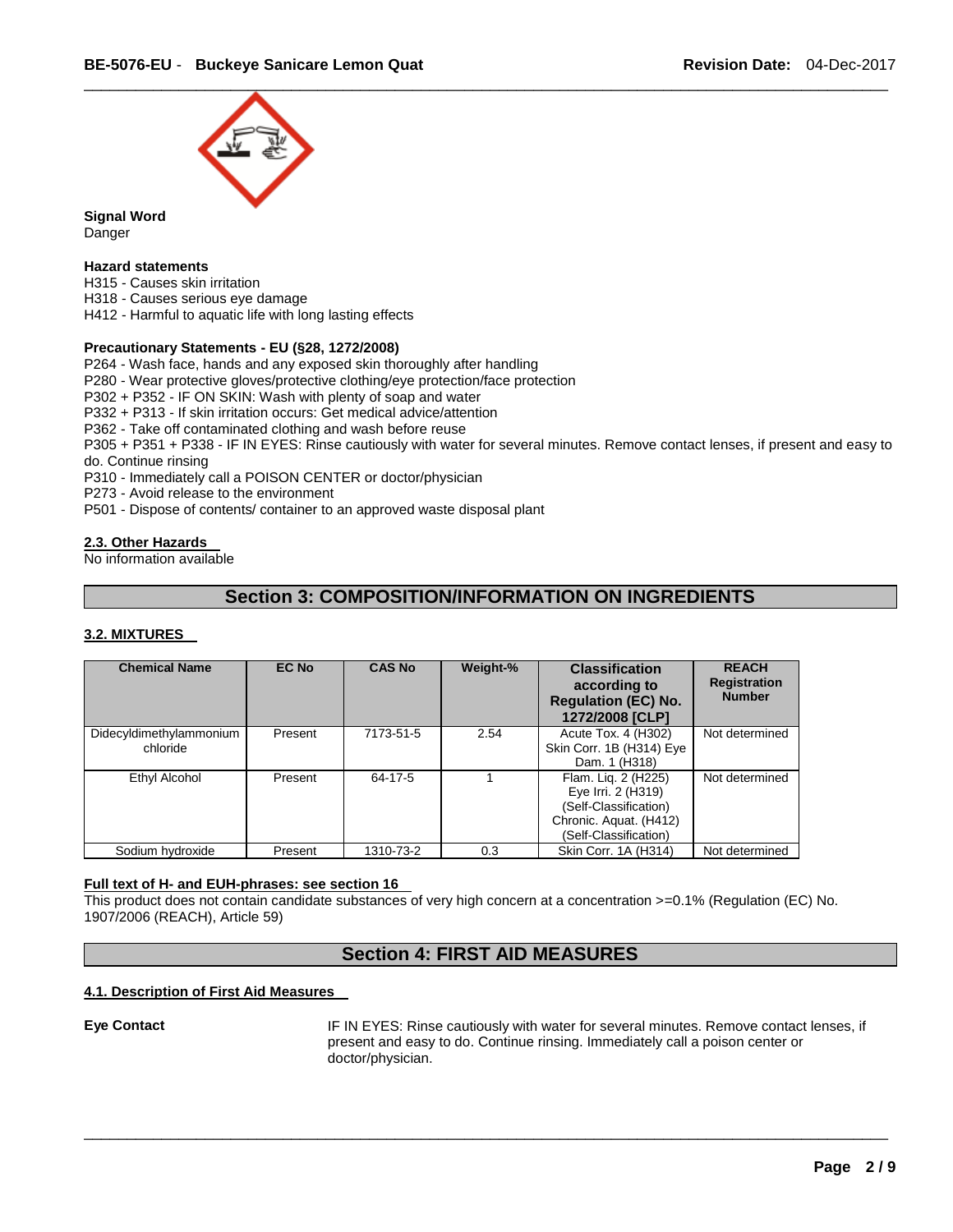**Signal Word**
Danger

**Hazard statements**
H315 - Causes skin irritation
H318 - Causes serious eye damage
H412 - Harmful to aquatic life with long lasting effects

**Precautionary Statements - EU (§28, 1272/2008)**
P264 - Wash face, hands and any exposed skin thoroughly after handling
P280 - Wear protective gloves/protective clothing/eye protection/face protection
P302 + P352 - IF ON SKIN: Wash with plenty of soap and water
P332 + P313 - If skin irritation occurs: Get medical advice/attention
P362 - Take off contaminated clothing and wash before reuse
P305 + P351 + P338 - IF IN EYES: Rinse cautiously with water for several minutes. Remove contact lenses, if present and easy to do. Continue rinsing
P310 - Immediately call a POISON CENTER or doctor/physician
P273 - Avoid release to the environment
P501 - Dispose of contents/ container to an approved waste disposal plant

### 2.3. Other Hazards

No information available

## Section 3: COMPOSITION/INFORMATION ON INGREDIENTS

### 3.2. MIXTURES

| Chemical Name | EC No | CAS No | Weight-% | Classification according to Regulation (EC) No. 1272/2008 [CLP] | REACH Registration Number |
|---|---|---|---|---|---|
| Didecyldimethylammonium chloride | Present | 7173-51-5 | 2.54 | Acute Tox. 4 (H302) Skin Corr. 1B (H314) Eye Dam. 1 (H318) | Not determined |
| Ethyl Alcohol | Present | 64-17-5 | 1 | Flam. Liq. 2 (H225) Eye Irri. 2 (H319) (Self-Classification) Chronic. Aquat. (H412) (Self-Classification) | Not determined |
| Sodium hydroxide | Present | 1310-73-2 | 0.3 | Skin Corr. 1A (H314) | Not determined |

**Full text of H- and EUH-phrases: see section 16**

This product does not contain candidate substances of very high concern at a concentration >=0.1% (Regulation (EC) No. 1907/2006 (REACH), Article 59)

## Section 4: FIRST AID MEASURES

### 4.1. Description of First Aid Measures

**Eye Contact**

IF IN EYES: Rinse cautiously with water for several minutes. Remove contact lenses, if present and easy to do. Continue rinsing. Immediately call a poison center or doctor/physician.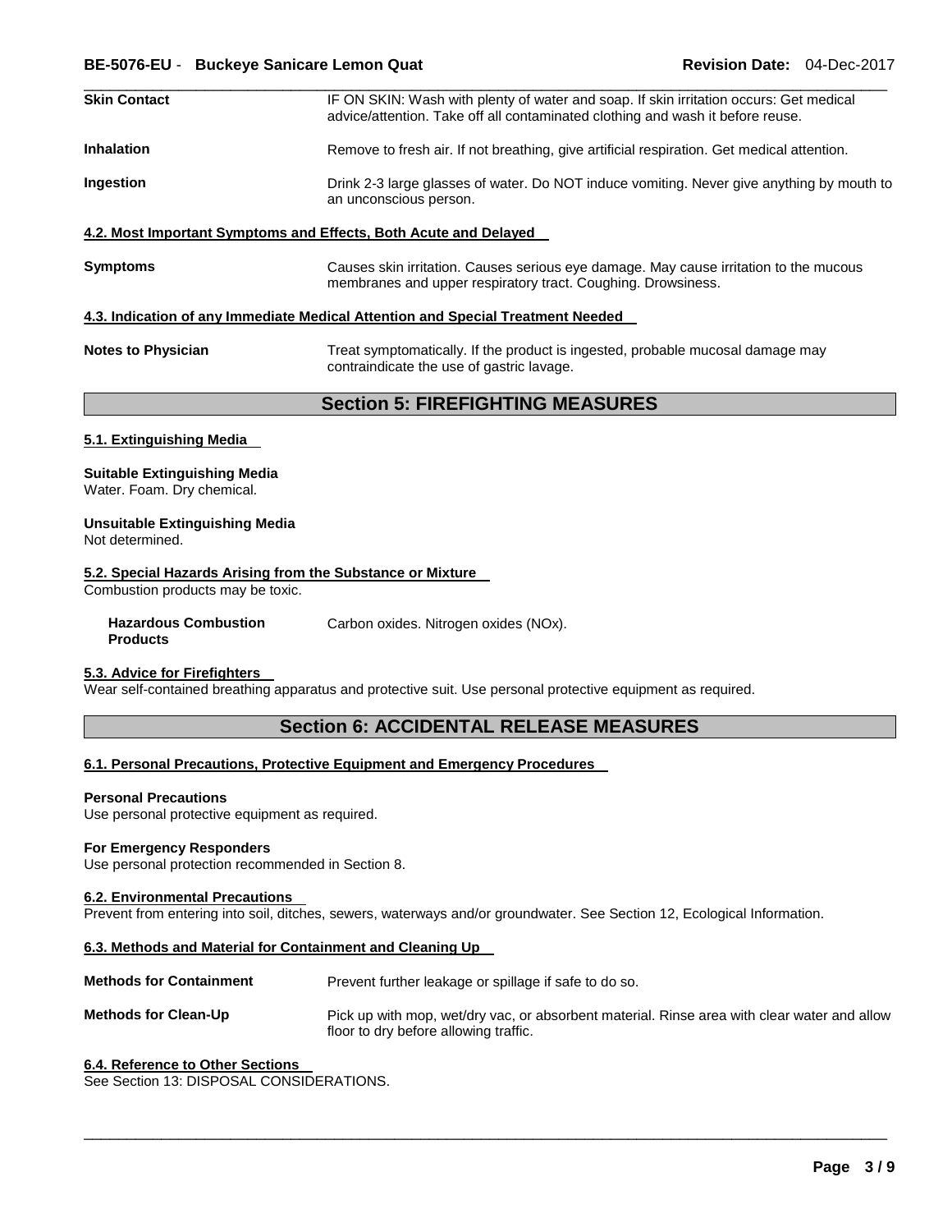| | |
|---|---|
| **Skin Contact** | IF ON SKIN: Wash with plenty of water and soap. If skin irritation occurs: Get medical advice/attention. Take off all contaminated clothing and wash it before reuse. |
| **Inhalation** | Remove to fresh air. If not breathing, give artificial respiration. Get medical attention. |
| **Ingestion** | Drink 2-3 large glasses of water. Do NOT induce vomiting. Never give anything by mouth to an unconscious person. |

### 4.2. Most Important Symptoms and Effects, Both Acute and Delayed

| | |
|---|---|
| **Symptoms** | Causes skin irritation. Causes serious eye damage. May cause irritation to the mucous membranes and upper respiratory tract. Coughing. Drowsiness. |

### 4.3. Indication of any Immediate Medical Attention and Special Treatment Needed

| | |
|---|---|
| **Notes to Physician** | Treat symptomatically. If the product is ingested, probable mucosal damage may contraindicate the use of gastric lavage. |

## Section 5: FIREFIGHTING MEASURES

### 5.1. Extinguishing Media

**Suitable Extinguishing Media**
Water. Foam. Dry chemical.

**Unsuitable Extinguishing Media**
Not determined.

### 5.2. Special Hazards Arising from the Substance or Mixture

Combustion products may be toxic.

| | |
|---|---|
| **Hazardous Combustion Products** | Carbon oxides. Nitrogen oxides (NOx). |

### 5.3. Advice for Firefighters

Wear self-contained breathing apparatus and protective suit. Use personal protective equipment as required.

## Section 6: ACCIDENTAL RELEASE MEASURES

### 6.1. Personal Precautions, Protective Equipment and Emergency Procedures

**Personal Precautions**
Use personal protective equipment as required.

**For Emergency Responders**
Use personal protection recommended in Section 8.

### 6.2. Environmental Precautions

Prevent from entering into soil, ditches, sewers, waterways and/or groundwater. See Section 12, Ecological Information.

### 6.3. Methods and Material for Containment and Cleaning Up

| | |
|---|---|
| **Methods for Containment** | Prevent further leakage or spillage if safe to do so. |
| **Methods for Clean-Up** | Pick up with mop, wet/dry vac, or absorbent material. Rinse area with clear water and allow floor to dry before allowing traffic. |

### 6.4. Reference to Other Sections

See Section 13: DISPOSAL CONSIDERATIONS.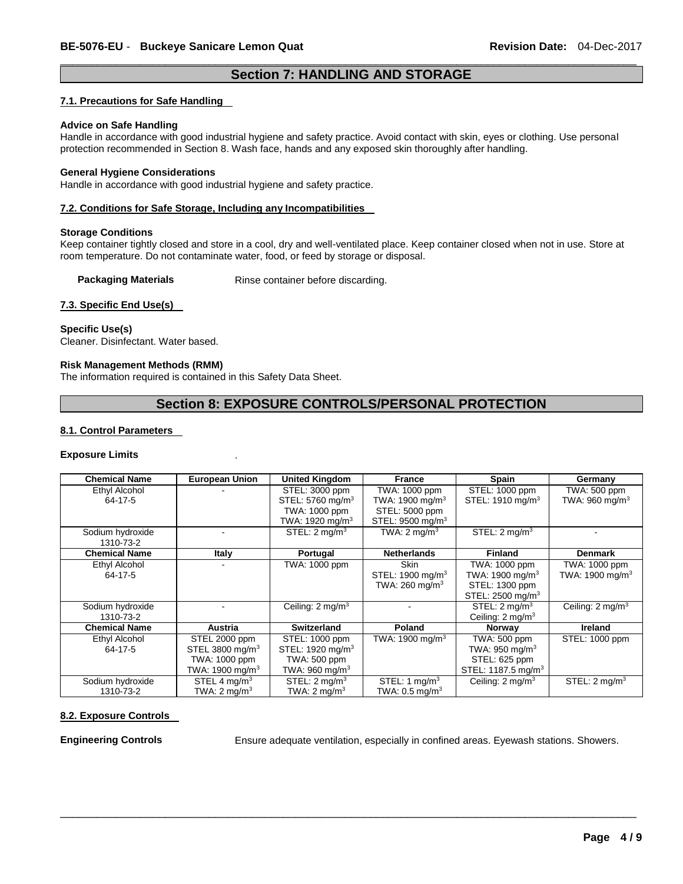## Section 7: HANDLING AND STORAGE

### 7.1. Precautions for Safe Handling

**Advice on Safe Handling**
Handle in accordance with good industrial hygiene and safety practice. Avoid contact with skin, eyes or clothing. Use personal protection recommended in Section 8. Wash face, hands and any exposed skin thoroughly after handling.

**General Hygiene Considerations**
Handle in accordance with good industrial hygiene and safety practice.

### 7.2. Conditions for Safe Storage, Including any Incompatibilities

**Storage Conditions**
Keep container tightly closed and store in a cool, dry and well-ventilated place. Keep container closed when not in use. Store at room temperature. Do not contaminate water, food, or feed by storage or disposal.

**Packaging Materials** Rinse container before discarding.

### 7.3. Specific End Use(s)

**Specific Use(s)**
Cleaner. Disinfectant. Water based.

**Risk Management Methods (RMM)**
The information required is contained in this Safety Data Sheet.

## Section 8: EXPOSURE CONTROLS/PERSONAL PROTECTION

### 8.1. Control Parameters

**Exposure Limits** .

| Chemical Name | European Union | United Kingdom | France | Spain | Germany |
|---|---|---|---|---|---|
| Ethyl Alcohol 64-17-5 | - | STEL: 3000 ppm STEL: 5760 mg/m³ TWA: 1000 ppm TWA: 1920 mg/m³ | TWA: 1000 ppm TWA: 1900 mg/m³ STEL: 5000 ppm STEL: 9500 mg/m³ | STEL: 1000 ppm STEL: 1910 mg/m³ | TWA: 500 ppm TWA: 960 mg/m³ |
| Sodium hydroxide 1310-73-2 | - | STEL: 2 mg/m³ | TWA: 2 mg/m³ | STEL: 2 mg/m³ | - |
| **Chemical Name** | **Italy** | **Portugal** | **Netherlands** | **Finland** | **Denmark** |
| Ethyl Alcohol 64-17-5 | - | TWA: 1000 ppm | Skin STEL: 1900 mg/m³ TWA: 260 mg/m³ | TWA: 1000 ppm TWA: 1900 mg/m³ STEL: 1300 ppm STEL: 2500 mg/m³ | TWA: 1000 ppm TWA: 1900 mg/m³ |
| Sodium hydroxide 1310-73-2 | - | Ceiling: 2 mg/m³ | - | STEL: 2 mg/m³ Ceiling: 2 mg/m³ | Ceiling: 2 mg/m³ |
| **Chemical Name** | **Austria** | **Switzerland** | **Poland** | **Norway** | **Ireland** |
| Ethyl Alcohol 64-17-5 | STEL 2000 ppm STEL 3800 mg/m³ TWA: 1000 ppm TWA: 1900 mg/m³ | STEL: 1000 ppm STEL: 1920 mg/m³ TWA: 500 ppm TWA: 960 mg/m³ | TWA: 1900 mg/m³ | TWA: 500 ppm TWA: 950 mg/m³ STEL: 625 ppm STEL: 1187.5 mg/m³ | STEL: 1000 ppm |
| Sodium hydroxide 1310-73-2 | STEL 4 mg/m³ TWA: 2 mg/m³ | STEL: 2 mg/m³ TWA: 2 mg/m³ | STEL: 1 mg/m³ TWA: 0.5 mg/m³ | Ceiling: 2 mg/m³ | STEL: 2 mg/m³ |

### 8.2. Exposure Controls

**Engineering Controls** Ensure adequate ventilation, especially in confined areas. Eyewash stations. Showers.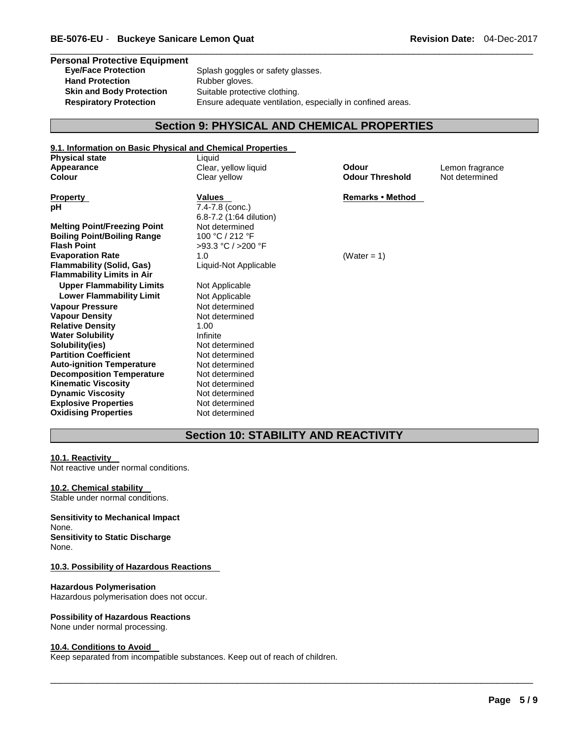**Personal Protective Equipment**

| | |
|---|---|
| **Eye/Face Protection** | Splash goggles or safety glasses. |
| **Hand Protection** | Rubber gloves. |
| **Skin and Body Protection** | Suitable protective clothing. |
| **Respiratory Protection** | Ensure adequate ventilation, especially in confined areas. |

## Section 9: PHYSICAL AND CHEMICAL PROPERTIES

**9.1. Information on Basic Physical and Chemical Properties**

| | | | |
|---|---|---|---|
| **Physical state** | Liquid | | |
| **Appearance** | Clear, yellow liquid | **Odour** | Lemon fragrance |
| **Colour** | Clear yellow | **Odour Threshold** | Not determined |

| **Property** | **Values** | **Remarks • Method** |
|---|---|---|
| **pH** | 7.4-7.8 (conc.)<br>6.8-7.2 (1:64 dilution) | |
| **Melting Point/Freezing Point** | Not determined | |
| **Boiling Point/Boiling Range** | 100 °C / 212 °F | |
| **Flash Point** | >93.3 °C / >200 °F | |
| **Evaporation Rate** | 1.0 | (Water = 1) |
| **Flammability (Solid, Gas)** | Liquid-Not Applicable | |
| **Flammability Limits in Air** | | |
| **Upper Flammability Limits** | Not Applicable | |
| **Lower Flammability Limit** | Not Applicable | |
| **Vapour Pressure** | Not determined | |
| **Vapour Density** | Not determined | |
| **Relative Density** | 1.00 | |
| **Water Solubility** | Infinite | |
| **Solubility(ies)** | Not determined | |
| **Partition Coefficient** | Not determined | |
| **Auto-ignition Temperature** | Not determined | |
| **Decomposition Temperature** | Not determined | |
| **Kinematic Viscosity** | Not determined | |
| **Dynamic Viscosity** | Not determined | |
| **Explosive Properties** | Not determined | |
| **Oxidising Properties** | Not determined | |

## Section 10: STABILITY AND REACTIVITY

**10.1. Reactivity**

Not reactive under normal conditions.

**10.2. Chemical stability**

Stable under normal conditions.

**Sensitivity to Mechanical Impact**

None.

**Sensitivity to Static Discharge**

None.

**10.3. Possibility of Hazardous Reactions**

**Hazardous Polymerisation**

Hazardous polymerisation does not occur.

**Possibility of Hazardous Reactions**

None under normal processing.

**10.4. Conditions to Avoid**

Keep separated from incompatible substances. Keep out of reach of children.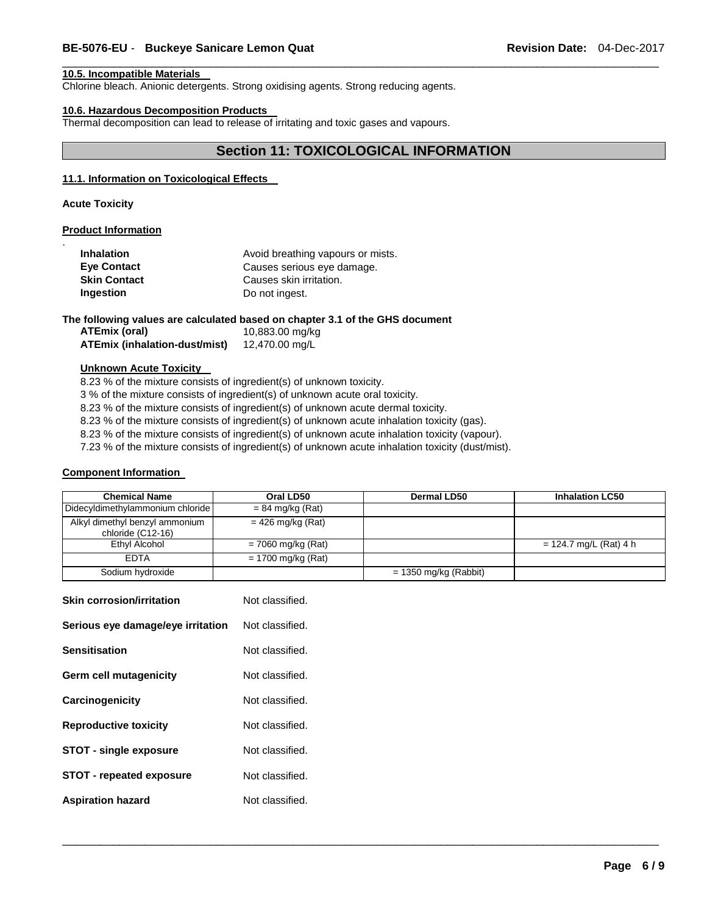#### 10.5. Incompatible Materials

Chlorine bleach. Anionic detergents. Strong oxidising agents. Strong reducing agents.

#### 10.6. Hazardous Decomposition Products

Thermal decomposition can lead to release of irritating and toxic gases and vapours.

## Section 11: TOXICOLOGICAL INFORMATION

#### 11.1. Information on Toxicological Effects

**Acute Toxicity**

**Product Information**

.

| | |
|---|---|
| **Inhalation** | Avoid breathing vapours or mists. |
| **Eye Contact** | Causes serious eye damage. |
| **Skin Contact** | Causes skin irritation. |
| **Ingestion** | Do not ingest. |

**The following values are calculated based on chapter 3.1 of the GHS document**

| | |
|---|---|
| **ATEmix (oral)** | 10,883.00 mg/kg |
| **ATEmix (inhalation-dust/mist)** | 12,470.00 mg/L |

**Unknown Acute Toxicity**

8.23 % of the mixture consists of ingredient(s) of unknown toxicity.

3 % of the mixture consists of ingredient(s) of unknown acute oral toxicity.

8.23 % of the mixture consists of ingredient(s) of unknown acute dermal toxicity.

8.23 % of the mixture consists of ingredient(s) of unknown acute inhalation toxicity (gas).

8.23 % of the mixture consists of ingredient(s) of unknown acute inhalation toxicity (vapour).

7.23 % of the mixture consists of ingredient(s) of unknown acute inhalation toxicity (dust/mist).

**Component Information**

| Chemical Name | Oral LD50 | Dermal LD50 | Inhalation LC50 |
|---|---|---|---|
| Didecyldimethylammonium chloride | = 84 mg/kg (Rat) | | |
| Alkyl dimethyl benzyl ammonium chloride (C12-16) | = 426 mg/kg (Rat) | | |
| Ethyl Alcohol | = 7060 mg/kg (Rat) | | = 124.7 mg/L (Rat) 4 h |
| EDTA | = 1700 mg/kg (Rat) | | |
| Sodium hydroxide | | = 1350 mg/kg (Rabbit) | |

| | |
|---|---|
| **Skin corrosion/irritation** | Not classified. |
| **Serious eye damage/eye irritation** | Not classified. |
| **Sensitisation** | Not classified. |
| **Germ cell mutagenicity** | Not classified. |
| **Carcinogenicity** | Not classified. |
| **Reproductive toxicity** | Not classified. |
| **STOT - single exposure** | Not classified. |
| **STOT - repeated exposure** | Not classified. |
| **Aspiration hazard** | Not classified. |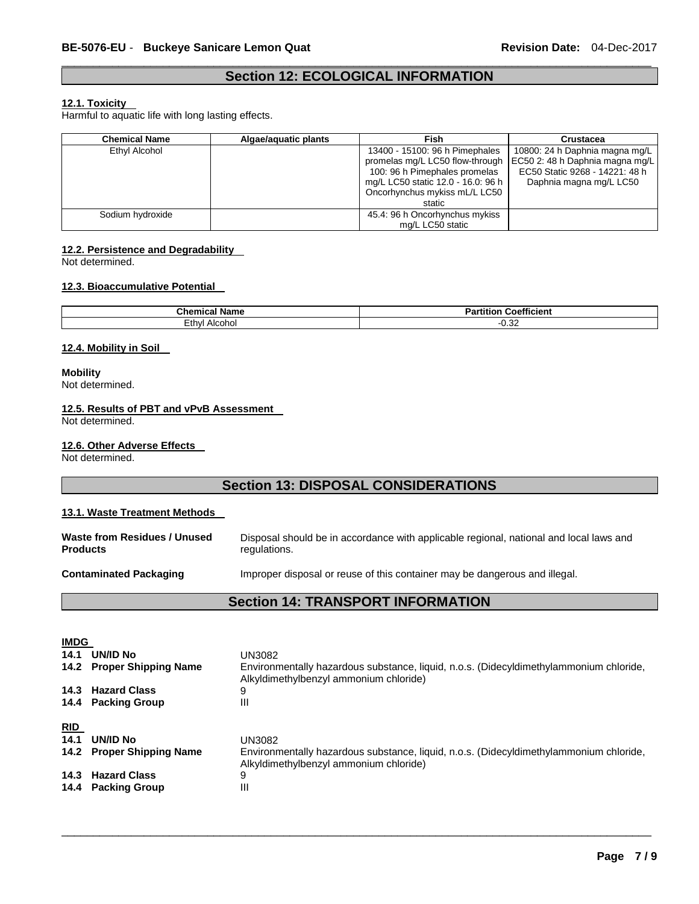## Section 12: ECOLOGICAL INFORMATION

### 12.1. Toxicity

Harmful to aquatic life with long lasting effects.

| Chemical Name | Algae/aquatic plants | Fish | Crustacea |
|---|---|---|---|
| Ethyl Alcohol | | 13400 - 15100: 96 h Pimephales promelas mg/L LC50 flow-through 100: 96 h Pimephales promelas mg/L LC50 static 12.0 - 16.0: 96 h Oncorhynchus mykiss mL/L LC50 static | 10800: 24 h Daphnia magna mg/L EC50 2: 48 h Daphnia magna mg/L EC50 Static 9268 - 14221: 48 h Daphnia magna mg/L LC50 |
| Sodium hydroxide | | 45.4: 96 h Oncorhynchus mykiss mg/L LC50 static | |

### 12.2. Persistence and Degradability

Not determined.

### 12.3. Bioaccumulative Potential

| Chemical Name | Partition Coefficient |
|---|---|
| Ethyl Alcohol | -0.32 |

### 12.4. Mobility in Soil

**Mobility**

Not determined.

### 12.5. Results of PBT and vPvB Assessment

Not determined.

### 12.6. Other Adverse Effects

Not determined.

## Section 13: DISPOSAL CONSIDERATIONS

### 13.1. Waste Treatment Methods

**Waste from Residues / Unused Products** Disposal should be in accordance with applicable regional, national and local laws and regulations.

**Contaminated Packaging** Improper disposal or reuse of this container may be dangerous and illegal.

## Section 14: TRANSPORT INFORMATION

**IMDG**

**14.1 UN/ID No** UN3082

**14.2 Proper Shipping Name** Environmentally hazardous substance, liquid, n.o.s. (Didecyldimethylammonium chloride, Alkyldimethylbenzyl ammonium chloride)

**14.3 Hazard Class** 9

**14.4 Packing Group** III

**RID**

**14.1 UN/ID No** UN3082

**14.2 Proper Shipping Name** Environmentally hazardous substance, liquid, n.o.s. (Didecyldimethylammonium chloride, Alkyldimethylbenzyl ammonium chloride)

**14.3 Hazard Class** 9

**14.4 Packing Group** III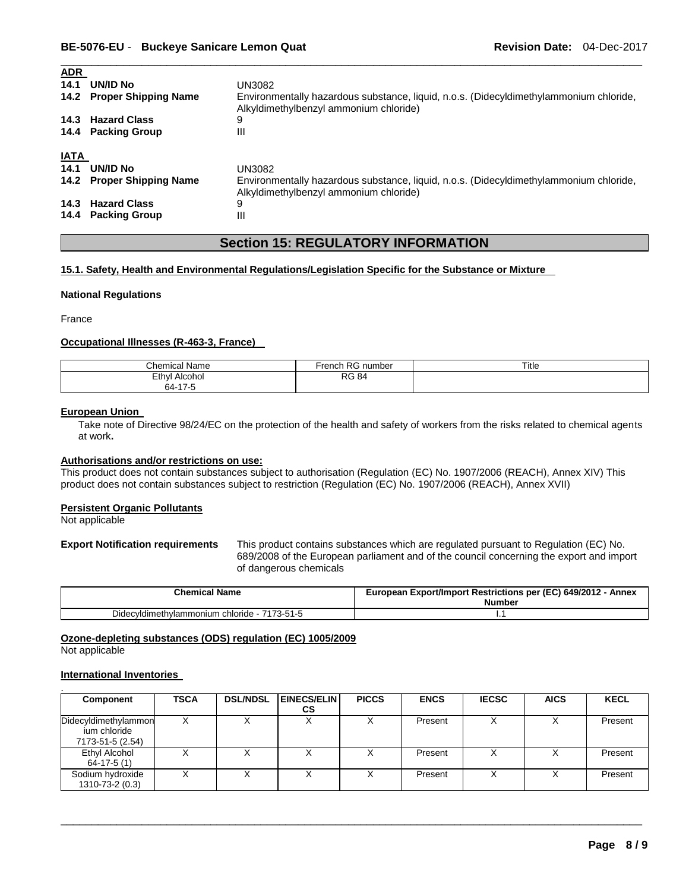**ADR**

| | |
|---|---|
| **14.1 UN/ID No** | UN3082 |
| **14.2 Proper Shipping Name** | Environmentally hazardous substance, liquid, n.o.s. (Didecyldimethylammonium chloride, Alkyldimethylbenzyl ammonium chloride) |
| **14.3 Hazard Class** | 9 |
| **14.4 Packing Group** | III |

**IATA**

| | |
|---|---|
| **14.1 UN/ID No** | UN3082 |
| **14.2 Proper Shipping Name** | Environmentally hazardous substance, liquid, n.o.s. (Didecyldimethylammonium chloride, Alkyldimethylbenzyl ammonium chloride) |
| **14.3 Hazard Class** | 9 |
| **14.4 Packing Group** | III |

## Section 15: REGULATORY INFORMATION

**15.1. Safety, Health and Environmental Regulations/Legislation Specific for the Substance or Mixture**

**National Regulations**

France

**Occupational Illnesses (R-463-3, France)**

| Chemical Name | French RG number | Title |
|---|---|---|
| Ethyl Alcohol 64-17-5 | RG 84 | |

**European Union**

Take note of Directive 98/24/EC on the protection of the health and safety of workers from the risks related to chemical agents at work**.**

**Authorisations and/or restrictions on use:**

This product does not contain substances subject to authorisation (Regulation (EC) No. 1907/2006 (REACH), Annex XIV) This product does not contain substances subject to restriction (Regulation (EC) No. 1907/2006 (REACH), Annex XVII)

**Persistent Organic Pollutants**

Not applicable

**Export Notification requirements** This product contains substances which are regulated pursuant to Regulation (EC) No. 689/2008 of the European parliament and of the council concerning the export and import of dangerous chemicals

| Chemical Name | European Export/Import Restrictions per (EC) 649/2012 - Annex Number |
|---|---|
| Didecyldimethylammonium chloride - 7173-51-5 | I.1 |

**Ozone-depleting substances (ODS) regulation (EC) 1005/2009**

Not applicable

**International Inventories**

| Component | TSCA | DSL/NDSL | EINECS/ELINCS | PICCS | ENCS | IECSC | AICS | KECL |
|---|---|---|---|---|---|---|---|---|
| Didecyldimethylammonium chloride 7173-51-5 (2.54) | X | X | X | X | Present | X | X | Present |
| Ethyl Alcohol 64-17-5 (1) | X | X | X | X | Present | X | X | Present |
| Sodium hydroxide 1310-73-2 (0.3) | X | X | X | X | Present | X | X | Present |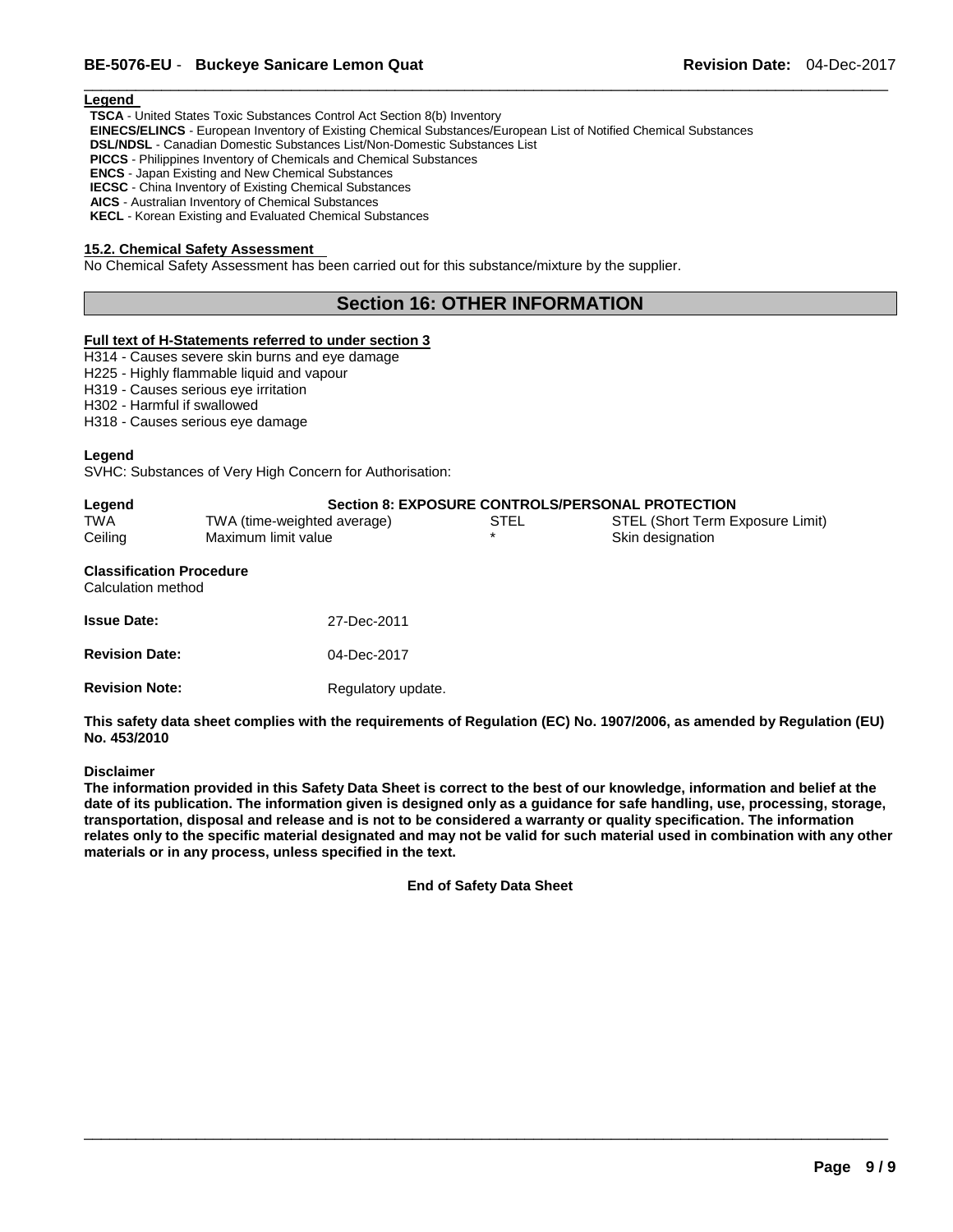**Legend**

**TSCA** - United States Toxic Substances Control Act Section 8(b) Inventory
**EINECS/ELINCS** - European Inventory of Existing Chemical Substances/European List of Notified Chemical Substances
**DSL/NDSL** - Canadian Domestic Substances List/Non-Domestic Substances List
**PICCS** - Philippines Inventory of Chemicals and Chemical Substances
**ENCS** - Japan Existing and New Chemical Substances
**IECSC** - China Inventory of Existing Chemical Substances
**AICS** - Australian Inventory of Chemical Substances
**KECL** - Korean Existing and Evaluated Chemical Substances

**15.2. Chemical Safety Assessment**

No Chemical Safety Assessment has been carried out for this substance/mixture by the supplier.

## Section 16: OTHER INFORMATION

**Full text of H-Statements referred to under section 3**

H314 - Causes severe skin burns and eye damage
H225 - Highly flammable liquid and vapour
H319 - Causes serious eye irritation
H302 - Harmful if swallowed
H318 - Causes serious eye damage

**Legend**

SVHC: Substances of Very High Concern for Authorisation:

**Legend** **Section 8: EXPOSURE CONTROLS/PERSONAL PROTECTION**

| | | | |
|---|---|---|---|
| TWA | TWA (time-weighted average) | STEL | STEL (Short Term Exposure Limit) |
| Ceiling | Maximum limit value | * | Skin designation |

**Classification Procedure**

Calculation method

**Issue Date:** 27-Dec-2011

**Revision Date:** 04-Dec-2017

**Revision Note:** Regulatory update.

**This safety data sheet complies with the requirements of Regulation (EC) No. 1907/2006, as amended by Regulation (EU) No. 453/2010**

**Disclaimer**

**The information provided in this Safety Data Sheet is correct to the best of our knowledge, information and belief at the date of its publication. The information given is designed only as a guidance for safe handling, use, processing, storage, transportation, disposal and release and is not to be considered a warranty or quality specification. The information relates only to the specific material designated and may not be valid for such material used in combination with any other materials or in any process, unless specified in the text.**

**End of Safety Data Sheet**